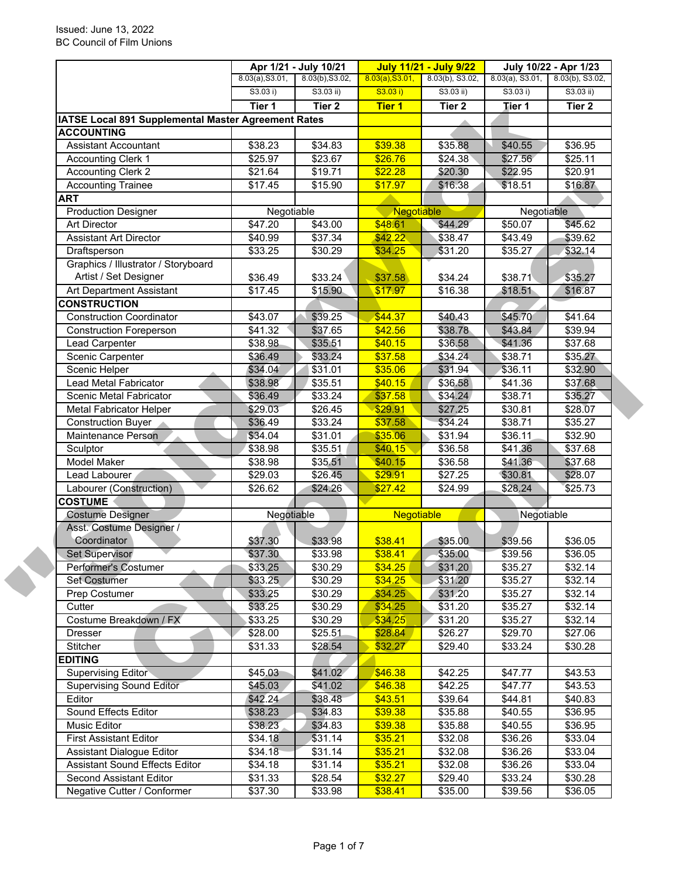Issued: June 13, 2022
BC Council of Film Unions

| | Apr 1/21 - July 10/21 | | July 11/21 - July 9/22 | | July 10/22 - Apr 1/23 | |
|---|---|---|---|---|---|---|
| | 8.03(a),S3.01, S3.03 i) | 8.03(b),S3.02, S3.03 ii) | 8.03(a),S3.01, S3.03 i) | 8.03(b), S3.02, S3.03 ii) | 8.03(a), S3.01, S3.03 i) | 8.03(b), S3.02, S3.03 ii) |
| | Tier 1 | Tier 2 | Tier 1 | Tier 2 | Tier 1 | Tier 2 |
| **IATSE Local 891 Supplemental Master Agreement Rates** | | | | | | |
| **ACCOUNTING** | | | | | | |
| Assistant Accountant | $38.23 | $34.83 | $39.38 | $35.88 | $40.55 | $36.95 |
| Accounting Clerk 1 | $25.97 | $23.67 | $26.76 | $24.38 | $27.56 | $25.11 |
| Accounting Clerk 2 | $21.64 | $19.71 | $22.28 | $20.30 | $22.95 | $20.91 |
| Accounting Trainee | $17.45 | $15.90 | $17.97 | $16.38 | $18.51 | $16.87 |
| **ART** | | | | | | |
| Production Designer | Negotiable | | Negotiable | | Negotiable | |
| Art Director | $47.20 | $43.00 | $48.61 | $44.29 | $50.07 | $45.62 |
| Assistant Art Director | $40.99 | $37.34 | $42.22 | $38.47 | $43.49 | $39.62 |
| Draftsperson | $33.25 | $30.29 | $34.25 | $31.20 | $35.27 | $32.14 |
| Graphics / Illustrator / Storyboard Artist / Set Designer | $36.49 | $33.24 | $37.58 | $34.24 | $38.71 | $35.27 |
| Art Department Assistant | $17.45 | $15.90 | $17.97 | $16.38 | $18.51 | $16.87 |
| **CONSTRUCTION** | | | | | | |
| Construction Coordinator | $43.07 | $39.25 | $44.37 | $40.43 | $45.70 | $41.64 |
| Construction Foreperson | $41.32 | $37.65 | $42.56 | $38.78 | $43.84 | $39.94 |
| Lead Carpenter | $38.98 | $35.51 | $40.15 | $36.58 | $41.36 | $37.68 |
| Scenic Carpenter | $36.49 | $33.24 | $37.58 | $34.24 | $38.71 | $35.27 |
| Scenic Helper | $34.04 | $31.01 | $35.06 | $31.94 | $36.11 | $32.90 |
| Lead Metal Fabricator | $38.98 | $35.51 | $40.15 | $36.58 | $41.36 | $37.68 |
| Scenic Metal Fabricator | $36.49 | $33.24 | $37.58 | $34.24 | $38.71 | $35.27 |
| Metal Fabricator Helper | $29.03 | $26.45 | $29.91 | $27.25 | $30.81 | $28.07 |
| Construction Buyer | $36.49 | $33.24 | $37.58 | $34.24 | $38.71 | $35.27 |
| Maintenance Person | $34.04 | $31.01 | $35.06 | $31.94 | $36.11 | $32.90 |
| Sculptor | $38.98 | $35.51 | $40.15 | $36.58 | $41.36 | $37.68 |
| Model Maker | $38.98 | $35.51 | $40.15 | $36.58 | $41.36 | $37.68 |
| Lead Labourer | $29.03 | $26.45 | $29.91 | $27.25 | $30.81 | $28.07 |
| Labourer (Construction) | $26.62 | $24.26 | $27.42 | $24.99 | $28.24 | $25.73 |
| **COSTUME** | | | | | | |
| Costume Designer | Negotiable | | Negotiable | | Negotiable | |
| Asst. Costume Designer / Coordinator | $37.30 | $33.98 | $38.41 | $35.00 | $39.56 | $36.05 |
| Set Supervisor | $37.30 | $33.98 | $38.41 | $35.00 | $39.56 | $36.05 |
| Performer's Costumer | $33.25 | $30.29 | $34.25 | $31.20 | $35.27 | $32.14 |
| Set Costumer | $33.25 | $30.29 | $34.25 | $31.20 | $35.27 | $32.14 |
| Prep Costumer | $33.25 | $30.29 | $34.25 | $31.20 | $35.27 | $32.14 |
| Cutter | $33.25 | $30.29 | $34.25 | $31.20 | $35.27 | $32.14 |
| Costume Breakdown / FX | $33.25 | $30.29 | $34.25 | $31.20 | $35.27 | $32.14 |
| Dresser | $28.00 | $25.51 | $28.84 | $26.27 | $29.70 | $27.06 |
| Stitcher | $31.33 | $28.54 | $32.27 | $29.40 | $33.24 | $30.28 |
| **EDITING** | | | | | | |
| Supervising Editor | $45.03 | $41.02 | $46.38 | $42.25 | $47.77 | $43.53 |
| Supervising Sound Editor | $45.03 | $41.02 | $46.38 | $42.25 | $47.77 | $43.53 |
| Editor | $42.24 | $38.48 | $43.51 | $39.64 | $44.81 | $40.83 |
| Sound Effects Editor | $38.23 | $34.83 | $39.38 | $35.88 | $40.55 | $36.95 |
| Music Editor | $38.23 | $34.83 | $39.38 | $35.88 | $40.55 | $36.95 |
| First Assistant Editor | $34.18 | $31.14 | $35.21 | $32.08 | $36.26 | $33.04 |
| Assistant Dialogue Editor | $34.18 | $31.14 | $35.21 | $32.08 | $36.26 | $33.04 |
| Assistant Sound Effects Editor | $34.18 | $31.14 | $35.21 | $32.08 | $36.26 | $33.04 |
| Second Assistant Editor | $31.33 | $28.54 | $32.27 | $29.40 | $33.24 | $30.28 |
| Negative Cutter / Conformer | $37.30 | $33.98 | $38.41 | $35.00 | $39.56 | $36.05 |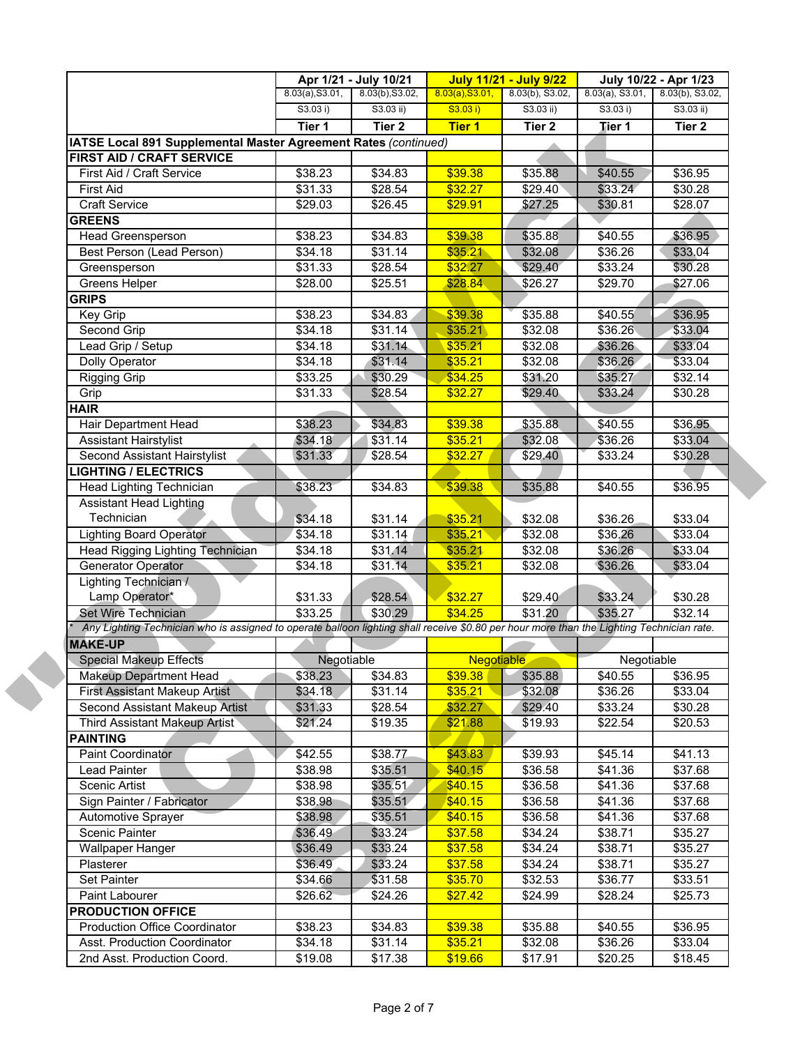| | Apr 1/21 - July 10/21 | | July 11/21 - July 9/22 | | July 10/22 - Apr 1/23 | |
|---|---|---|---|---|---|---|
| | 8.03(a),S3.01, S3.03 i) | 8.03(b),S3.02, S3.03 ii) | 8.03(a),S3.01, S3.03 i) | 8.03(b), S3.02, S3.03 ii) | 8.03(a), S3.01, S3.03 i) | 8.03(b), S3.02, S3.03 ii) |
| | **Tier 1** | **Tier 2** | **Tier 1** | **Tier 2** | **Tier 1** | **Tier 2** |
| **IATSE Local 891 Supplemental Master Agreement Rates** *(continued)* | | | | | | |
| **FIRST AID / CRAFT SERVICE** | | | | | | |
| First Aid / Craft Service | $38.23 | $34.83 | $39.38 | $35.88 | $40.55 | $36.95 |
| First Aid | $31.33 | $28.54 | $32.27 | $29.40 | $33.24 | $30.28 |
| Craft Service | $29.03 | $26.45 | $29.91 | $27.25 | $30.81 | $28.07 |
| **GREENS** | | | | | | |
| Head Greensperson | $38.23 | $34.83 | $39.38 | $35.88 | $40.55 | $36.95 |
| Best Person (Lead Person) | $34.18 | $31.14 | $35.21 | $32.08 | $36.26 | $33.04 |
| Greensperson | $31.33 | $28.54 | $32.27 | $29.40 | $33.24 | $30.28 |
| Greens Helper | $28.00 | $25.51 | $28.84 | $26.27 | $29.70 | $27.06 |
| **GRIPS** | | | | | | |
| Key Grip | $38.23 | $34.83 | $39.38 | $35.88 | $40.55 | $36.95 |
| Second Grip | $34.18 | $31.14 | $35.21 | $32.08 | $36.26 | $33.04 |
| Lead Grip / Setup | $34.18 | $31.14 | $35.21 | $32.08 | $36.26 | $33.04 |
| Dolly Operator | $34.18 | $31.14 | $35.21 | $32.08 | $36.26 | $33.04 |
| Rigging Grip | $33.25 | $30.29 | $34.25 | $31.20 | $35.27 | $32.14 |
| Grip | $31.33 | $28.54 | $32.27 | $29.40 | $33.24 | $30.28 |
| **HAIR** | | | | | | |
| Hair Department Head | $38.23 | $34.83 | $39.38 | $35.88 | $40.55 | $36.95 |
| Assistant Hairstylist | $34.18 | $31.14 | $35.21 | $32.08 | $36.26 | $33.04 |
| Second Assistant Hairstylist | $31.33 | $28.54 | $32.27 | $29.40 | $33.24 | $30.28 |
| **LIGHTING / ELECTRICS** | | | | | | |
| Head Lighting Technician | $38.23 | $34.83 | $39.38 | $35.88 | $40.55 | $36.95 |
| Assistant Head Lighting Technician | $34.18 | $31.14 | $35.21 | $32.08 | $36.26 | $33.04 |
| Lighting Board Operator | $34.18 | $31.14 | $35.21 | $32.08 | $36.26 | $33.04 |
| Head Rigging Lighting Technician | $34.18 | $31.14 | $35.21 | $32.08 | $36.26 | $33.04 |
| Generator Operator | $34.18 | $31.14 | $35.21 | $32.08 | $36.26 | $33.04 |
| Lighting Technician / Lamp Operator* | $31.33 | $28.54 | $32.27 | $29.40 | $33.24 | $30.28 |
| Set Wire Technician | $33.25 | $30.29 | $34.25 | $31.20 | $35.27 | $32.14 |
| * *Any Lighting Technician who is assigned to operate balloon lighting shall receive $0.80 per hour more than the Lighting Technician rate.* | | | | | | |
| **MAKE-UP** | | | | | | |
| Special Makeup Effects | Negotiable | | Negotiable | | Negotiable | |
| Makeup Department Head | $38.23 | $34.83 | $39.38 | $35.88 | $40.55 | $36.95 |
| First Assistant Makeup Artist | $34.18 | $31.14 | $35.21 | $32.08 | $36.26 | $33.04 |
| Second Assistant Makeup Artist | $31.33 | $28.54 | $32.27 | $29.40 | $33.24 | $30.28 |
| Third Assistant Makeup Artist | $21.24 | $19.35 | $21.88 | $19.93 | $22.54 | $20.53 |
| **PAINTING** | | | | | | |
| Paint Coordinator | $42.55 | $38.77 | $43.83 | $39.93 | $45.14 | $41.13 |
| Lead Painter | $38.98 | $35.51 | $40.15 | $36.58 | $41.36 | $37.68 |
| Scenic Artist | $38.98 | $35.51 | $40.15 | $36.58 | $41.36 | $37.68 |
| Sign Painter / Fabricator | $38.98 | $35.51 | $40.15 | $36.58 | $41.36 | $37.68 |
| Automotive Sprayer | $38.98 | $35.51 | $40.15 | $36.58 | $41.36 | $37.68 |
| Scenic Painter | $36.49 | $33.24 | $37.58 | $34.24 | $38.71 | $35.27 |
| Wallpaper Hanger | $36.49 | $33.24 | $37.58 | $34.24 | $38.71 | $35.27 |
| Plasterer | $36.49 | $33.24 | $37.58 | $34.24 | $38.71 | $35.27 |
| Set Painter | $34.66 | $31.58 | $35.70 | $32.53 | $36.77 | $33.51 |
| Paint Labourer | $26.62 | $24.26 | $27.42 | $24.99 | $28.24 | $25.73 |
| **PRODUCTION OFFICE** | | | | | | |
| Production Office Coordinator | $38.23 | $34.83 | $39.38 | $35.88 | $40.55 | $36.95 |
| Asst. Production Coordinator | $34.18 | $31.14 | $35.21 | $32.08 | $36.26 | $33.04 |
| 2nd Asst. Production Coord. | $19.08 | $17.38 | $19.66 | $17.91 | $20.25 | $18.45 |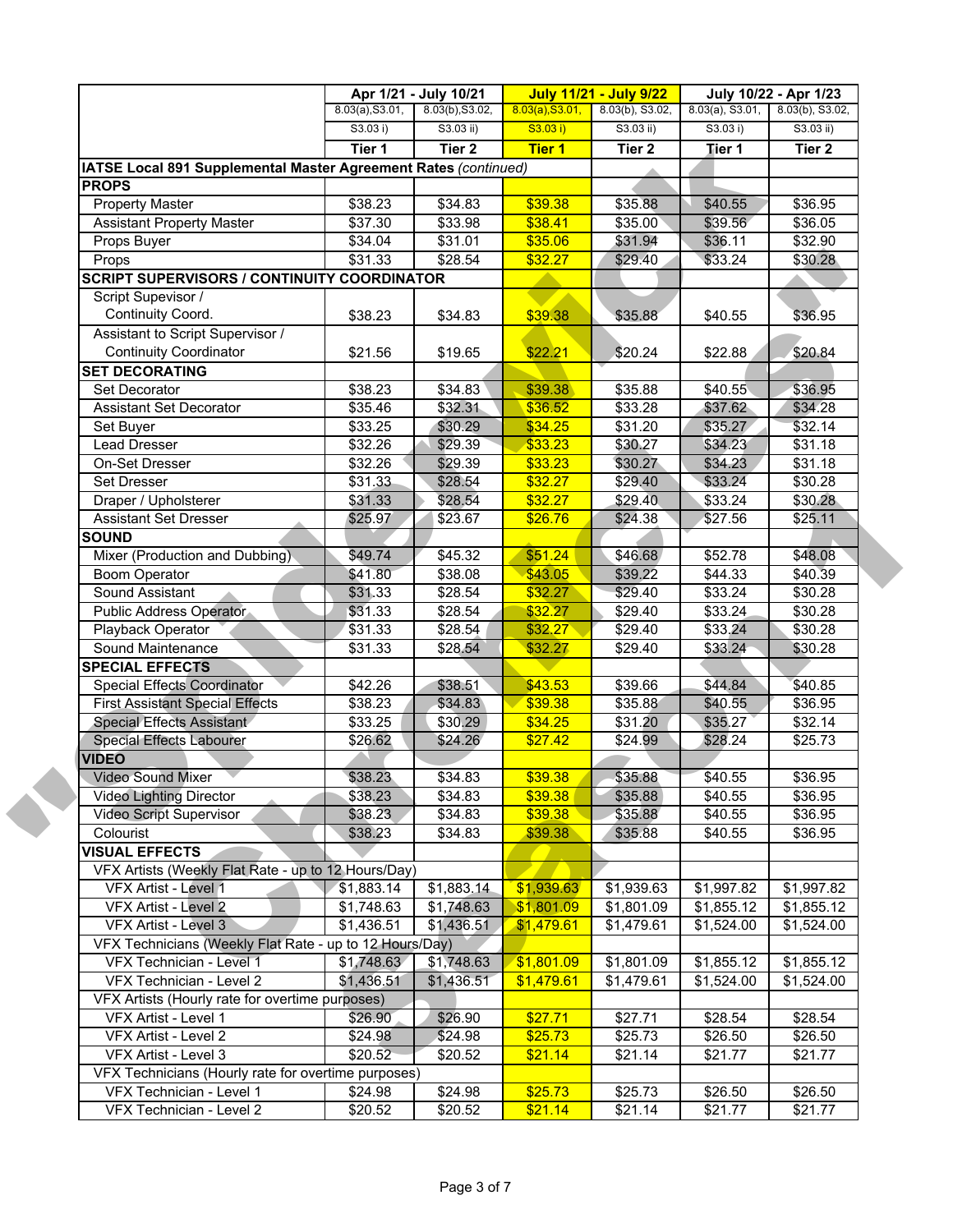| | Apr 1/21 - July 10/21 | | July 11/21 - July 9/22 | | July 10/22 - Apr 1/23 | |
|---|---|---|---|---|---|---|
| | 8.03(a),S3.01, S3.03 i) | 8.03(b),S3.02, S3.03 ii) | 8.03(a),S3.01, S3.03 i) | 8.03(b), S3.02, S3.03 ii) | 8.03(a), S3.01, S3.03 i) | 8.03(b), S3.02, S3.03 ii) |
| | Tier 1 | Tier 2 | Tier 1 | Tier 2 | Tier 1 | Tier 2 |
| **IATSE Local 891 Supplemental Master Agreement Rates** *(continued)* | | | | | | |
| **PROPS** | | | | | | |
| Property Master | $38.23 | $34.83 | $39.38 | $35.88 | $40.55 | $36.95 |
| Assistant Property Master | $37.30 | $33.98 | $38.41 | $35.00 | $39.56 | $36.05 |
| Props Buyer | $34.04 | $31.01 | $35.06 | $31.94 | $36.11 | $32.90 |
| Props | $31.33 | $28.54 | $32.27 | $29.40 | $33.24 | $30.28 |
| **SCRIPT SUPERVISORS / CONTINUITY COORDINATOR** | | | | | | |
| Script Supevisor / Continuity Coord. | $38.23 | $34.83 | $39.38 | $35.88 | $40.55 | $36.95 |
| Assistant to Script Supervisor / Continuity Coordinator | $21.56 | $19.65 | $22.21 | $20.24 | $22.88 | $20.84 |
| **SET DECORATING** | | | | | | |
| Set Decorator | $38.23 | $34.83 | $39.38 | $35.88 | $40.55 | $36.95 |
| Assistant Set Decorator | $35.46 | $32.31 | $36.52 | $33.28 | $37.62 | $34.28 |
| Set Buyer | $33.25 | $30.29 | $34.25 | $31.20 | $35.27 | $32.14 |
| Lead Dresser | $32.26 | $29.39 | $33.23 | $30.27 | $34.23 | $31.18 |
| On-Set Dresser | $32.26 | $29.39 | $33.23 | $30.27 | $34.23 | $31.18 |
| Set Dresser | $31.33 | $28.54 | $32.27 | $29.40 | $33.24 | $30.28 |
| Draper / Upholsterer | $31.33 | $28.54 | $32.27 | $29.40 | $33.24 | $30.28 |
| Assistant Set Dresser | $25.97 | $23.67 | $26.76 | $24.38 | $27.56 | $25.11 |
| **SOUND** | | | | | | |
| Mixer (Production and Dubbing) | $49.74 | $45.32 | $51.24 | $46.68 | $52.78 | $48.08 |
| Boom Operator | $41.80 | $38.08 | $43.05 | $39.22 | $44.33 | $40.39 |
| Sound Assistant | $31.33 | $28.54 | $32.27 | $29.40 | $33.24 | $30.28 |
| Public Address Operator | $31.33 | $28.54 | $32.27 | $29.40 | $33.24 | $30.28 |
| Playback Operator | $31.33 | $28.54 | $32.27 | $29.40 | $33.24 | $30.28 |
| Sound Maintenance | $31.33 | $28.54 | $32.27 | $29.40 | $33.24 | $30.28 |
| **SPECIAL EFFECTS** | | | | | | |
| Special Effects Coordinator | $42.26 | $38.51 | $43.53 | $39.66 | $44.84 | $40.85 |
| First Assistant Special Effects | $38.23 | $34.83 | $39.38 | $35.88 | $40.55 | $36.95 |
| Special Effects Assistant | $33.25 | $30.29 | $34.25 | $31.20 | $35.27 | $32.14 |
| Special Effects Labourer | $26.62 | $24.26 | $27.42 | $24.99 | $28.24 | $25.73 |
| **VIDEO** | | | | | | |
| Video Sound Mixer | $38.23 | $34.83 | $39.38 | $35.88 | $40.55 | $36.95 |
| Video Lighting Director | $38.23 | $34.83 | $39.38 | $35.88 | $40.55 | $36.95 |
| Video Script Supervisor | $38.23 | $34.83 | $39.38 | $35.88 | $40.55 | $36.95 |
| Colourist | $38.23 | $34.83 | $39.38 | $35.88 | $40.55 | $36.95 |
| **VISUAL EFFECTS** | | | | | | |
| VFX Artists (Weekly Flat Rate - up to 12 Hours/Day) | | | | | | |
| VFX Artist - Level 1 | $1,883.14 | $1,883.14 | $1,939.63 | $1,939.63 | $1,997.82 | $1,997.82 |
| VFX Artist - Level 2 | $1,748.63 | $1,748.63 | $1,801.09 | $1,801.09 | $1,855.12 | $1,855.12 |
| VFX Artist - Level 3 | $1,436.51 | $1,436.51 | $1,479.61 | $1,479.61 | $1,524.00 | $1,524.00 |
| VFX Technicians (Weekly Flat Rate - up to 12 Hours/Day) | | | | | | |
| VFX Technician - Level 1 | $1,748.63 | $1,748.63 | $1,801.09 | $1,801.09 | $1,855.12 | $1,855.12 |
| VFX Technician - Level 2 | $1,436.51 | $1,436.51 | $1,479.61 | $1,479.61 | $1,524.00 | $1,524.00 |
| VFX Artists (Hourly rate for overtime purposes) | | | | | | |
| VFX Artist - Level 1 | $26.90 | $26.90 | $27.71 | $27.71 | $28.54 | $28.54 |
| VFX Artist - Level 2 | $24.98 | $24.98 | $25.73 | $25.73 | $26.50 | $26.50 |
| VFX Artist - Level 3 | $20.52 | $20.52 | $21.14 | $21.14 | $21.77 | $21.77 |
| VFX Technicians (Hourly rate for overtime purposes) | | | | | | |
| VFX Technician - Level 1 | $24.98 | $24.98 | $25.73 | $25.73 | $26.50 | $26.50 |
| VFX Technician - Level 2 | $20.52 | $20.52 | $21.14 | $21.14 | $21.77 | $21.77 |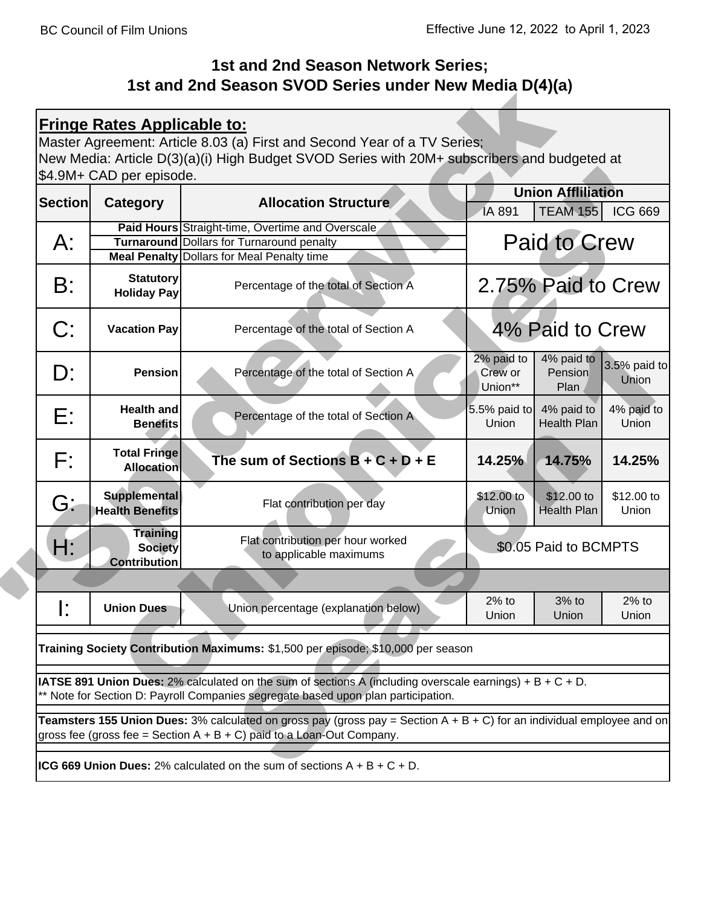BC Council of Film Unions

Effective June 12, 2022 to April 1, 2023

# 1st and 2nd Season Network Series; 1st and 2nd Season SVOD Series under New Media D(4)(a)

**Fringe Rates Applicable to:**
Master Agreement: Article 8.03 (a) First and Second Year of a TV Series;
New Media: Article D(3)(a)(i) High Budget SVOD Series with 20M+ subscribers and budgeted at $4.9M+ CAD per episode.

| Section | Category | Allocation Structure | Union Affiliation | | |
|---|---|---|---|---|---|
| | | | IA 891 | TEAM 155 | ICG 669 |
| A: | Paid Hours | Straight-time, Overtime and Overscale | Paid to Crew | | |
| | Turnaround | Dollars for Turnaround penalty | | | |
| | Meal Penalty | Dollars for Meal Penalty time | | | |
| B: | Statutory Holiday Pay | Percentage of the total of Section A | 2.75% Paid to Crew | | |
| C: | Vacation Pay | Percentage of the total of Section A | 4% Paid to Crew | | |
| D: | Pension | Percentage of the total of Section A | 2% paid to Crew or Union** | 4% paid to Pension Plan | 3.5% paid to Union |
| E: | Health and Benefits | Percentage of the total of Section A | 5.5% paid to Union | 4% paid to Health Plan | 4% paid to Union |
| F: | Total Fringe Allocation | **The sum of Sections B + C + D + E** | **14.25%** | **14.75%** | **14.25%** |
| G: | Supplemental Health Benefits | Flat contribution per day | $12.00 to Union | $12.00 to Health Plan | $12.00 to Union |
| H: | Training Society Contribution | Flat contribution per hour worked to applicable maximums | $0.05 Paid to BCMPTS | | |
| I: | Union Dues | Union percentage (explanation below) | 2% to Union | 3% to Union | 2% to Union |

**Training Society Contribution Maximums:** $1,500 per episode; $10,000 per season

**IATSE 891 Union Dues:** 2% calculated on the sum of sections A (including overscale earnings) + B + C + D.
** Note for Section D: Payroll Companies segregate based upon plan participation.

**Teamsters 155 Union Dues:** 3% calculated on gross pay (gross pay = Section A + B + C) for an individual employee and on gross fee (gross fee = Section A + B + C) paid to a Loan-Out Company.

**ICG 669 Union Dues:** 2% calculated on the sum of sections A + B + C + D.